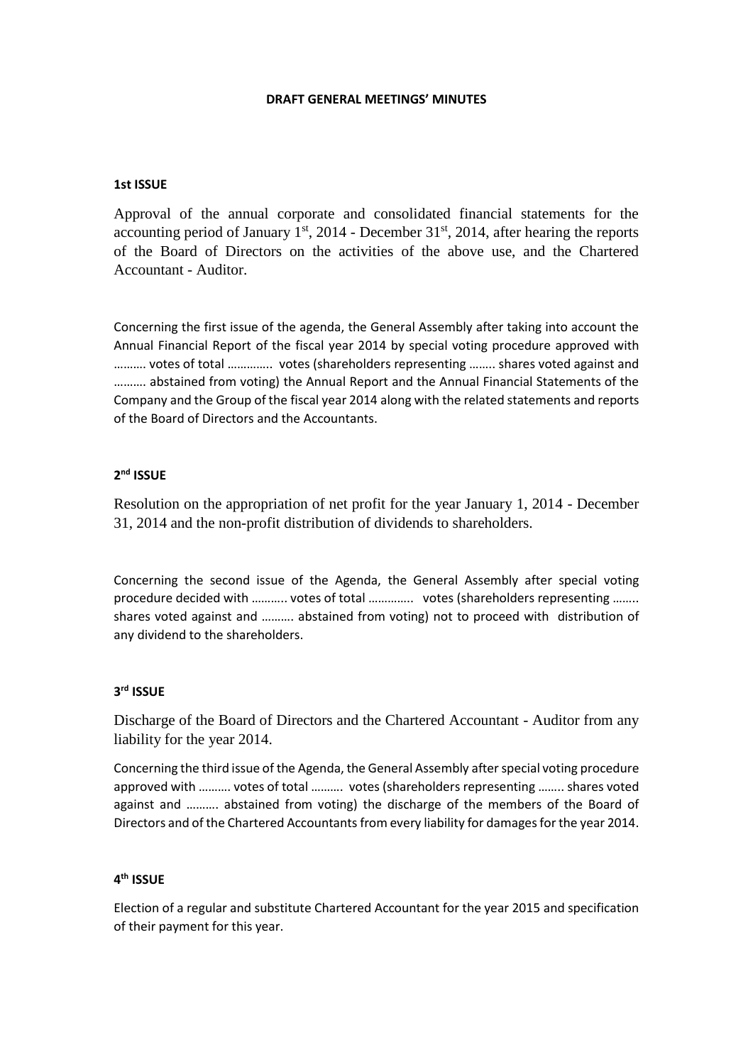**DRAFT GENERAL MEETINGS' MINUTES**

**1st ISSUE**

Approval of the annual corporate and consolidated financial statements for the accounting period of January 1st, 2014 - December 31st, 2014, after hearing the reports of the Board of Directors on the activities of the above use, and the Chartered Accountant - Auditor.

Concerning the first issue of the agenda, the General Assembly after taking into account the Annual Financial Report of the fiscal year 2014 by special voting procedure approved with ………. votes of total ………….. votes (shareholders representing …….. shares voted against and ………. abstained from voting) the Annual Report and the Annual Financial Statements of the Company and the Group of the fiscal year 2014 along with the related statements and reports of the Board of Directors and the Accountants.

**2nd ISSUE**

Resolution on the appropriation of net profit for the year January 1, 2014 - December 31, 2014 and the non-profit distribution of dividends to shareholders.

Concerning the second issue of the Agenda, the General Assembly after special voting procedure decided with ……….. votes of total ………….. votes (shareholders representing …….. shares voted against and ………. abstained from voting) not to proceed with distribution of any dividend to the shareholders.

**3rd ISSUE**

Discharge of the Board of Directors and the Chartered Accountant - Auditor from any liability for the year 2014.

Concerning the third issue of the Agenda, the General Assembly after special voting procedure approved with ………. votes of total ………. votes (shareholders representing …….. shares voted against and ………. abstained from voting) the discharge of the members of the Board of Directors and of the Chartered Accountants from every liability for damages for the year 2014.

**4th ISSUE**

Election of a regular and substitute Chartered Accountant for the year 2015 and specification of their payment for this year.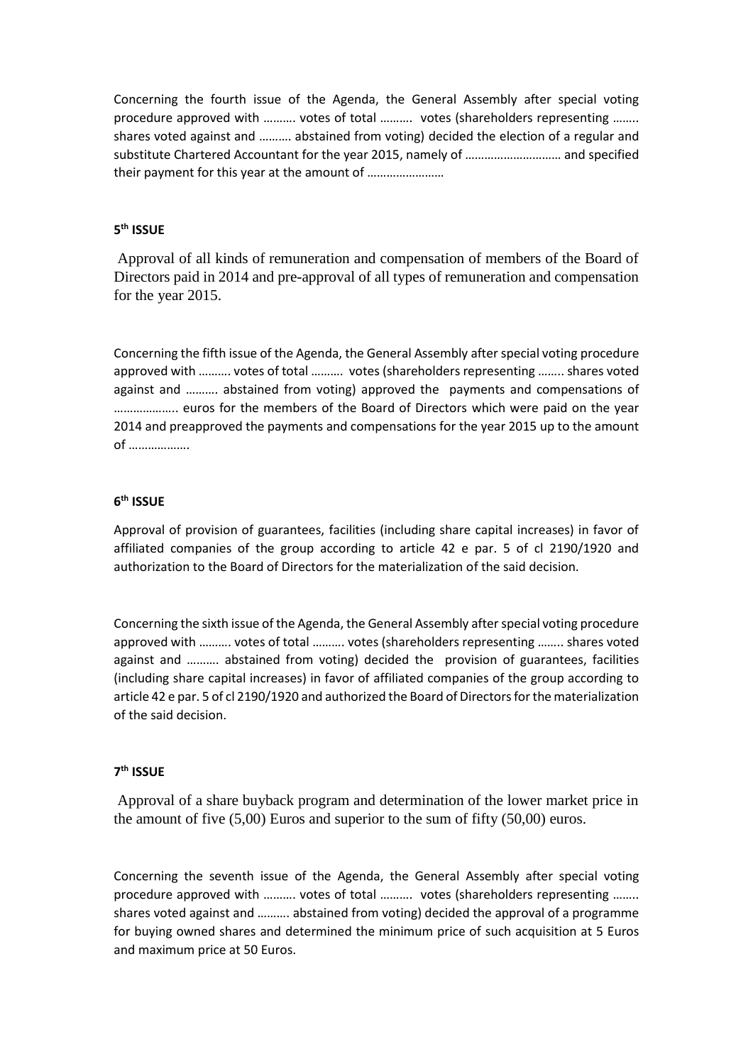Concerning the fourth issue of the Agenda, the General Assembly after special voting procedure approved with ………. votes of total ………. votes (shareholders representing …….. shares voted against and ………. abstained from voting) decided the election of a regular and substitute Chartered Accountant for the year 2015, namely of ……………………….. and specified their payment for this year at the amount of ……………………

## 5th ISSUE

Approval of all kinds of remuneration and compensation of members of the Board of Directors paid in 2014 and pre-approval of all types of remuneration and compensation for the year 2015.

Concerning the fifth issue of the Agenda, the General Assembly after special voting procedure approved with ………. votes of total ………. votes (shareholders representing …….. shares voted against and ………. abstained from voting) approved the payments and compensations of ……………….. euros for the members of the Board of Directors which were paid on the year 2014 and preapproved the payments and compensations for the year 2015 up to the amount of ……………….

## 6th ISSUE

Approval of provision of guarantees, facilities (including share capital increases) in favor of affiliated companies of the group according to article 42 e par. 5 of cl 2190/1920 and authorization to the Board of Directors for the materialization of the said decision.

Concerning the sixth issue of the Agenda, the General Assembly after special voting procedure approved with ………. votes of total ………. votes (shareholders representing …….. shares voted against and ………. abstained from voting) decided the provision of guarantees, facilities (including share capital increases) in favor of affiliated companies of the group according to article 42 e par. 5 of cl 2190/1920 and authorized the Board of Directors for the materialization of the said decision.

## 7th ISSUE

Approval of a share buyback program and determination of the lower market price in the amount of five (5,00) Euros and superior to the sum of fifty (50,00) euros.

Concerning the seventh issue of the Agenda, the General Assembly after special voting procedure approved with ………. votes of total ………. votes (shareholders representing …….. shares voted against and ………. abstained from voting) decided the approval of a programme for buying owned shares and determined the minimum price of such acquisition at 5 Euros and maximum price at 50 Euros.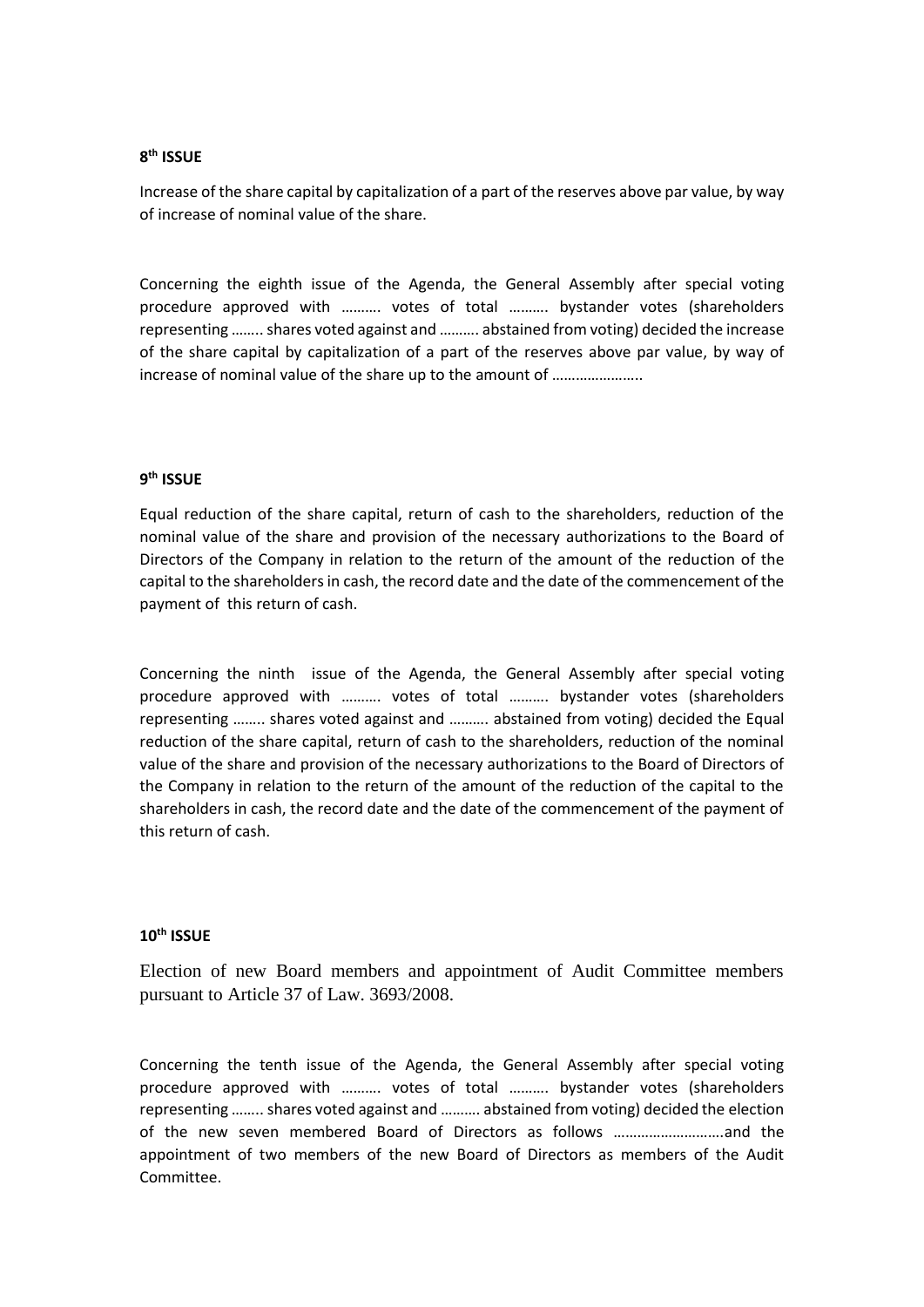**8th ISSUE**

Increase of the share capital by capitalization of a part of the reserves above par value, by way of increase of nominal value of the share.

Concerning the eighth issue of the Agenda, the General Assembly after special voting procedure approved with ………. votes of total ………. bystander votes (shareholders representing …….. shares voted against and ………. abstained from voting) decided the increase of the share capital by capitalization of a part of the reserves above par value, by way of increase of nominal value of the share up to the amount of …………………..

**9th ISSUE**

Equal reduction of the share capital, return of cash to the shareholders, reduction of the nominal value of the share and provision of the necessary authorizations to the Board of Directors of the Company in relation to the return of the amount of the reduction of the capital to the shareholders in cash, the record date and the date of the commencement of the payment of this return of cash.

Concerning the ninth issue of the Agenda, the General Assembly after special voting procedure approved with ………. votes of total ………. bystander votes (shareholders representing …….. shares voted against and ………. abstained from voting) decided the Equal reduction of the share capital, return of cash to the shareholders, reduction of the nominal value of the share and provision of the necessary authorizations to the Board of Directors of the Company in relation to the return of the amount of the reduction of the capital to the shareholders in cash, the record date and the date of the commencement of the payment of this return of cash.

**10th ISSUE**

Election of new Board members and appointment of Audit Committee members pursuant to Article 37 of Law. 3693/2008.

Concerning the tenth issue of the Agenda, the General Assembly after special voting procedure approved with ………. votes of total ………. bystander votes (shareholders representing …….. shares voted against and ………. abstained from voting) decided the election of the new seven membered Board of Directors as follows ……………………….and the appointment of two members of the new Board of Directors as members of the Audit Committee.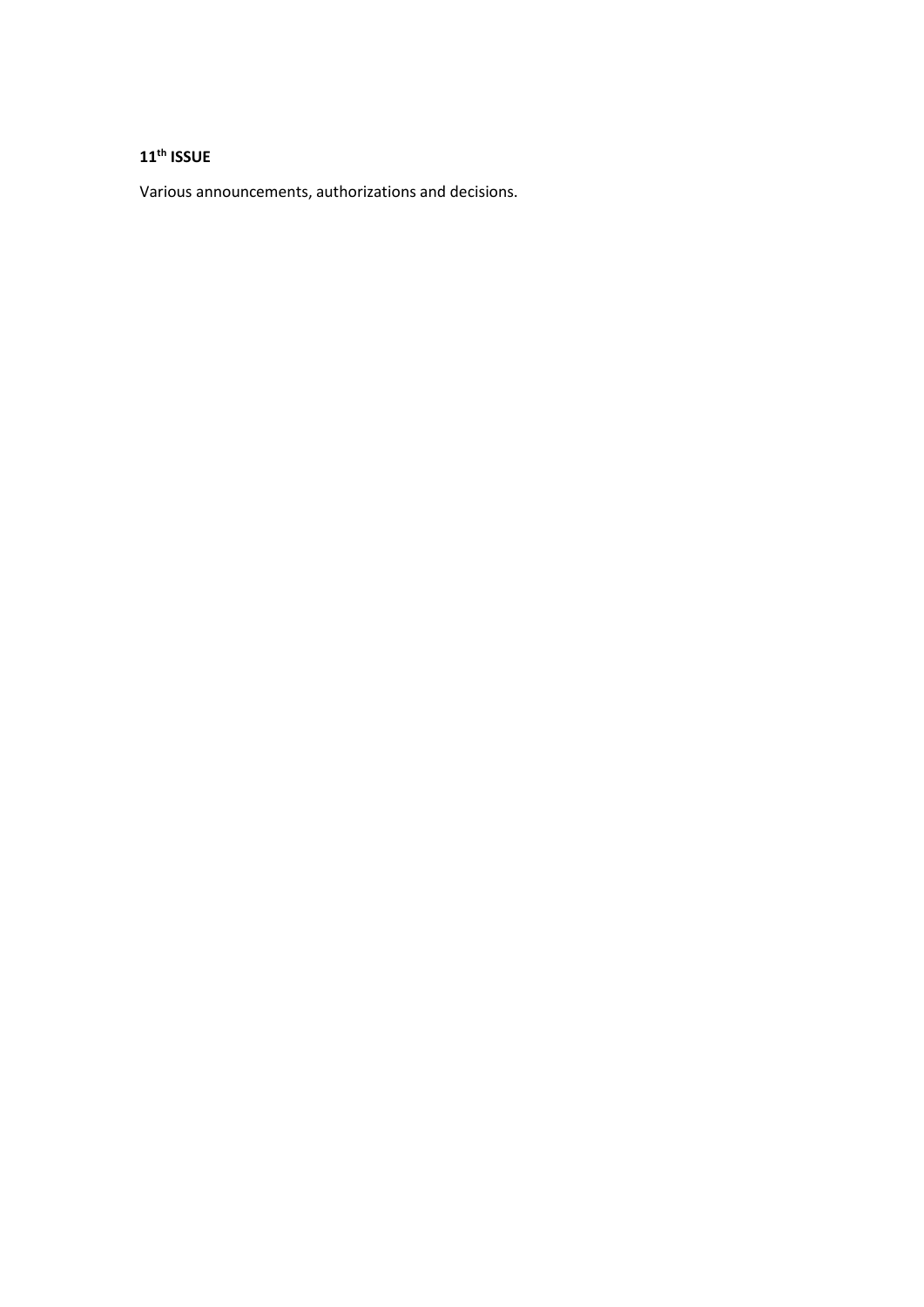**11th ISSUE**

Various announcements, authorizations and decisions.